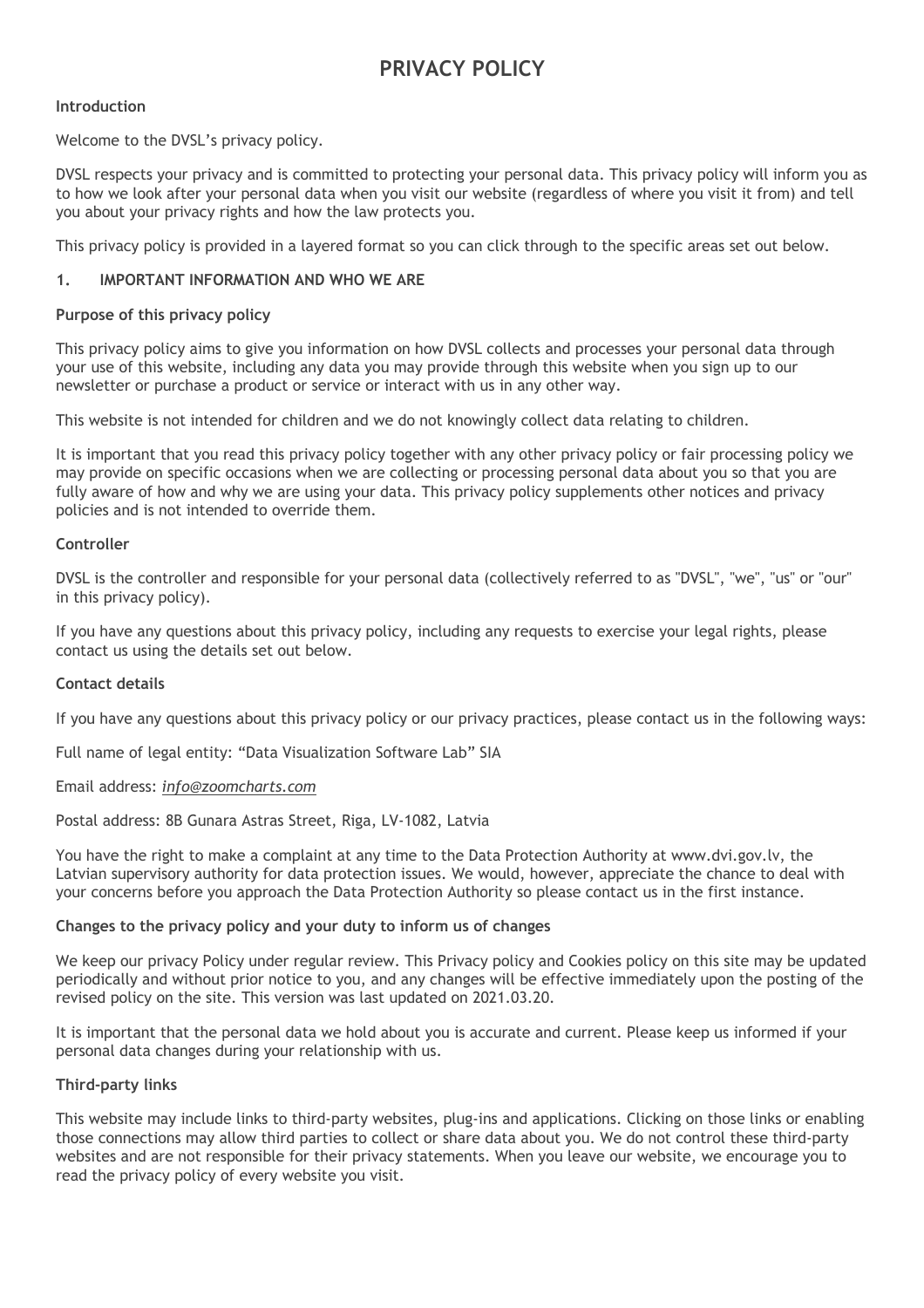# PRIVACY POLICY

**Introduction**

Welcome to the DVSL's privacy policy.

DVSL respects your privacy and is committed to protecting your personal data. This privacy policy will inform you as to how we look after your personal data when you visit our website (regardless of where you visit it from) and tell you about your privacy rights and how the law protects you.

This privacy policy is provided in a layered format so you can click through to the specific areas set out below.

## 1. IMPORTANT INFORMATION AND WHO WE ARE

**Purpose of this privacy policy**

This privacy policy aims to give you information on how DVSL collects and processes your personal data through your use of this website, including any data you may provide through this website when you sign up to our newsletter or purchase a product or service or interact with us in any other way.

This website is not intended for children and we do not knowingly collect data relating to children.

It is important that you read this privacy policy together with any other privacy policy or fair processing policy we may provide on specific occasions when we are collecting or processing personal data about you so that you are fully aware of how and why we are using your data. This privacy policy supplements other notices and privacy policies and is not intended to override them.

**Controller**

DVSL is the controller and responsible for your personal data (collectively referred to as "DVSL", "we", "us" or "our" in this privacy policy).

If you have any questions about this privacy policy, including any requests to exercise your legal rights, please contact us using the details set out below.

**Contact details**

If you have any questions about this privacy policy or our privacy practices, please contact us in the following ways:

Full name of legal entity: "Data Visualization Software Lab" SIA

Email address: *info@zoomcharts.com*

Postal address: 8B Gunara Astras Street, Riga, LV-1082, Latvia

You have the right to make a complaint at any time to the Data Protection Authority at www.dvi.gov.lv, the Latvian supervisory authority for data protection issues. We would, however, appreciate the chance to deal with your concerns before you approach the Data Protection Authority so please contact us in the first instance.

**Changes to the privacy policy and your duty to inform us of changes**

We keep our privacy Policy under regular review. This Privacy policy and Cookies policy on this site may be updated periodically and without prior notice to you, and any changes will be effective immediately upon the posting of the revised policy on the site. This version was last updated on 2021.03.20.

It is important that the personal data we hold about you is accurate and current. Please keep us informed if your personal data changes during your relationship with us.

**Third-party links**

This website may include links to third-party websites, plug-ins and applications. Clicking on those links or enabling those connections may allow third parties to collect or share data about you. We do not control these third-party websites and are not responsible for their privacy statements. When you leave our website, we encourage you to read the privacy policy of every website you visit.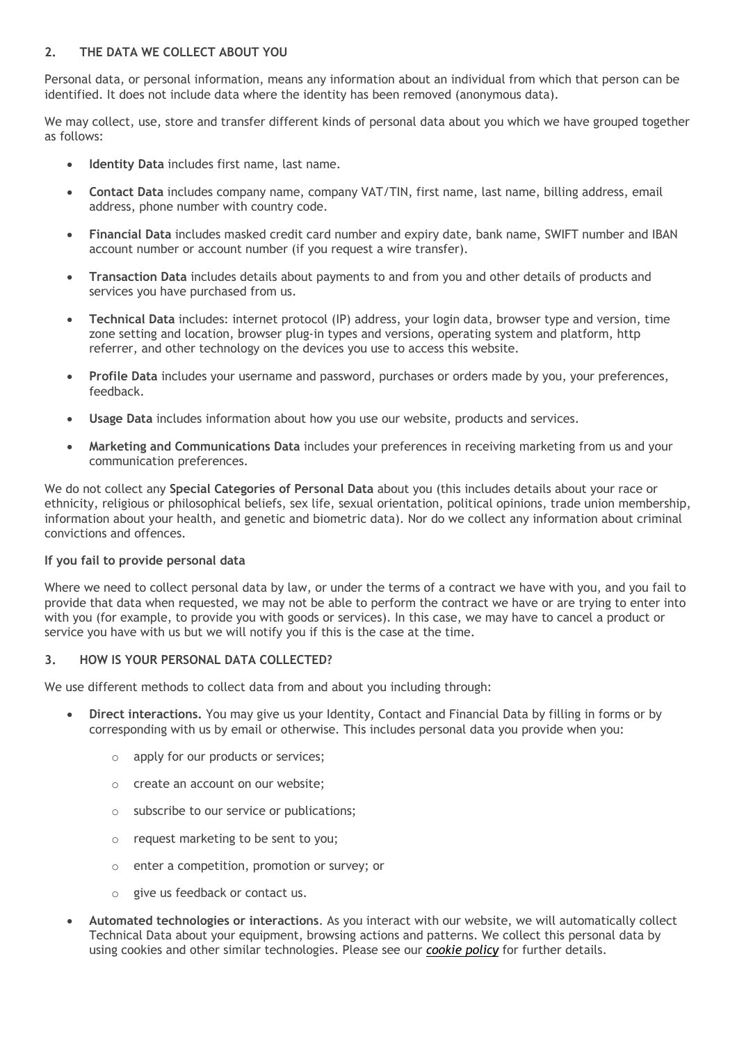## 2. THE DATA WE COLLECT ABOUT YOU

Personal data, or personal information, means any information about an individual from which that person can be identified. It does not include data where the identity has been removed (anonymous data).

We may collect, use, store and transfer different kinds of personal data about you which we have grouped together as follows:

- **Identity Data** includes first name, last name.
- **Contact Data** includes company name, company VAT/TIN, first name, last name, billing address, email address, phone number with country code.
- **Financial Data** includes masked credit card number and expiry date, bank name, SWIFT number and IBAN account number or account number (if you request a wire transfer).
- **Transaction Data** includes details about payments to and from you and other details of products and services you have purchased from us.
- **Technical Data** includes: internet protocol (IP) address, your login data, browser type and version, time zone setting and location, browser plug-in types and versions, operating system and platform, http referrer, and other technology on the devices you use to access this website.
- **Profile Data** includes your username and password, purchases or orders made by you, your preferences, feedback.
- **Usage Data** includes information about how you use our website, products and services.
- **Marketing and Communications Data** includes your preferences in receiving marketing from us and your communication preferences.

We do not collect any **Special Categories of Personal Data** about you (this includes details about your race or ethnicity, religious or philosophical beliefs, sex life, sexual orientation, political opinions, trade union membership, information about your health, and genetic and biometric data). Nor do we collect any information about criminal convictions and offences.

**If you fail to provide personal data**

Where we need to collect personal data by law, or under the terms of a contract we have with you, and you fail to provide that data when requested, we may not be able to perform the contract we have or are trying to enter into with you (for example, to provide you with goods or services). In this case, we may have to cancel a product or service you have with us but we will notify you if this is the case at the time.

## 3. HOW IS YOUR PERSONAL DATA COLLECTED?

We use different methods to collect data from and about you including through:

- **Direct interactions.** You may give us your Identity, Contact and Financial Data by filling in forms or by corresponding with us by email or otherwise. This includes personal data you provide when you:
  - apply for our products or services;
  - create an account on our website;
  - subscribe to our service or publications;
  - request marketing to be sent to you;
  - enter a competition, promotion or survey; or
  - give us feedback or contact us.
- **Automated technologies or interactions**. As you interact with our website, we will automatically collect Technical Data about your equipment, browsing actions and patterns. We collect this personal data by using cookies and other similar technologies. Please see our ***cookie policy*** for further details.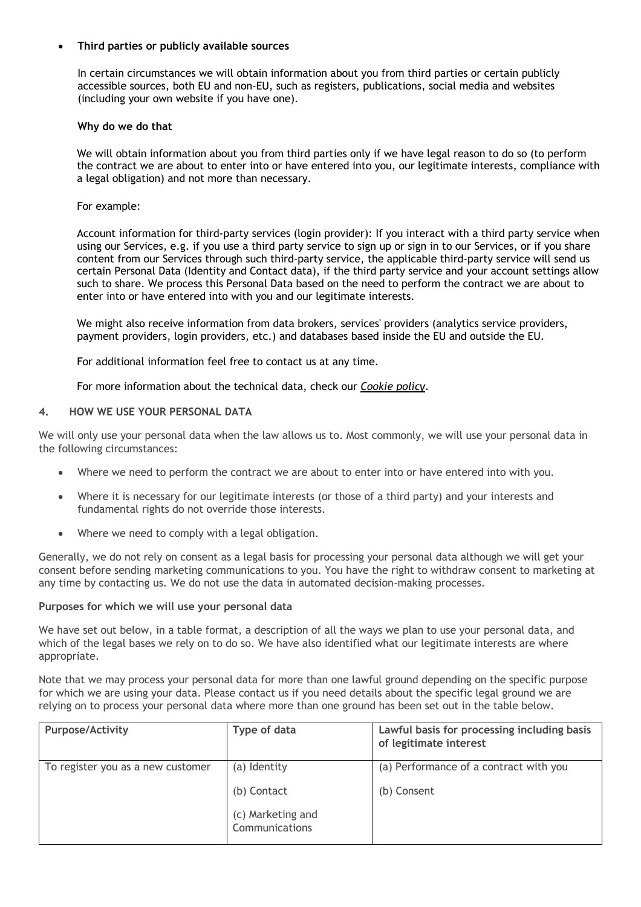- **Third parties or publicly available sources**

  In certain circumstances we will obtain information about you from third parties or certain publicly accessible sources, both EU and non-EU, such as registers, publications, social media and websites (including your own website if you have one).

  **Why do we do that**

  We will obtain information about you from third parties only if we have legal reason to do so (to perform the contract we are about to enter into or have entered into you, our legitimate interests, compliance with a legal obligation) and not more than necessary.

  For example:

  Account information for third-party services (login provider): If you interact with a third party service when using our Services, e.g. if you use a third party service to sign up or sign in to our Services, or if you share content from our Services through such third-party service, the applicable third-party service will send us certain Personal Data (Identity and Contact data), if the third party service and your account settings allow such to share. We process this Personal Data based on the need to perform the contract we are about to enter into or have entered into with you and our legitimate interests.

  We might also receive information from data brokers, services' providers (analytics service providers, payment providers, login providers, etc.) and databases based inside the EU and outside the EU.

  For additional information feel free to contact us at any time.

  For more information about the technical data, check our *Cookie policy*.

## 4. HOW WE USE YOUR PERSONAL DATA

We will only use your personal data when the law allows us to. Most commonly, we will use your personal data in the following circumstances:

- Where we need to perform the contract we are about to enter into or have entered into with you.
- Where it is necessary for our legitimate interests (or those of a third party) and your interests and fundamental rights do not override those interests.
- Where we need to comply with a legal obligation.

Generally, we do not rely on consent as a legal basis for processing your personal data although we will get your consent before sending marketing communications to you. You have the right to withdraw consent to marketing at any time by contacting us. We do not use the data in automated decision-making processes.

**Purposes for which we will use your personal data**

We have set out below, in a table format, a description of all the ways we plan to use your personal data, and which of the legal bases we rely on to do so. We have also identified what our legitimate interests are where appropriate.

Note that we may process your personal data for more than one lawful ground depending on the specific purpose for which we are using your data. Please contact us if you need details about the specific legal ground we are relying on to process your personal data where more than one ground has been set out in the table below.

| Purpose/Activity | Type of data | Lawful basis for processing including basis of legitimate interest |
|---|---|---|
| To register you as a new customer | (a) Identity<br>(b) Contact<br>(c) Marketing and Communications | (a) Performance of a contract with you<br>(b) Consent |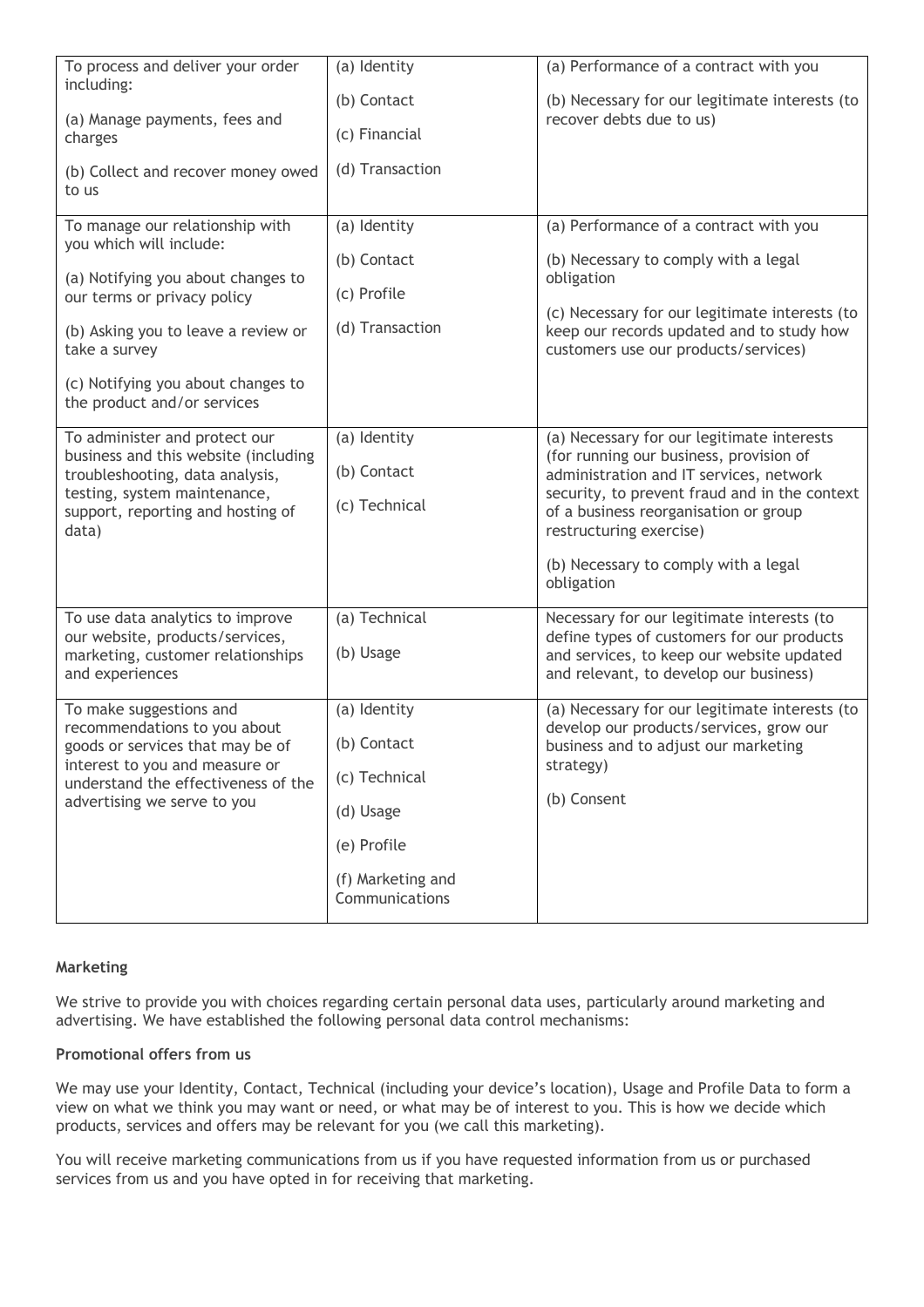| To process and deliver your order including:<br><br>(a) Manage payments, fees and charges<br><br>(b) Collect and recover money owed to us | (a) Identity<br><br>(b) Contact<br><br>(c) Financial<br><br>(d) Transaction | (a) Performance of a contract with you<br><br>(b) Necessary for our legitimate interests (to recover debts due to us) |
|---|---|---|
| To manage our relationship with you which will include:<br><br>(a) Notifying you about changes to our terms or privacy policy<br><br>(b) Asking you to leave a review or take a survey<br><br>(c) Notifying you about changes to the product and/or services | (a) Identity<br><br>(b) Contact<br><br>(c) Profile<br><br>(d) Transaction | (a) Performance of a contract with you<br><br>(b) Necessary to comply with a legal obligation<br><br>(c) Necessary for our legitimate interests (to keep our records updated and to study how customers use our products/services) |
| To administer and protect our business and this website (including troubleshooting, data analysis, testing, system maintenance, support, reporting and hosting of data) | (a) Identity<br><br>(b) Contact<br><br>(c) Technical | (a) Necessary for our legitimate interests (for running our business, provision of administration and IT services, network security, to prevent fraud and in the context of a business reorganisation or group restructuring exercise)<br><br>(b) Necessary to comply with a legal obligation |
| To use data analytics to improve our website, products/services, marketing, customer relationships and experiences | (a) Technical<br><br>(b) Usage | Necessary for our legitimate interests (to define types of customers for our products and services, to keep our website updated and relevant, to develop our business) |
| To make suggestions and recommendations to you about goods or services that may be of interest to you and measure or understand the effectiveness of the advertising we serve to you | (a) Identity<br><br>(b) Contact<br><br>(c) Technical<br><br>(d) Usage<br><br>(e) Profile<br><br>(f) Marketing and Communications | (a) Necessary for our legitimate interests (to develop our products/services, grow our business and to adjust our marketing strategy)<br><br>(b) Consent |

**Marketing**

We strive to provide you with choices regarding certain personal data uses, particularly around marketing and advertising. We have established the following personal data control mechanisms:

**Promotional offers from us**

We may use your Identity, Contact, Technical (including your device's location), Usage and Profile Data to form a view on what we think you may want or need, or what may be of interest to you. This is how we decide which products, services and offers may be relevant for you (we call this marketing).

You will receive marketing communications from us if you have requested information from us or purchased services from us and you have opted in for receiving that marketing.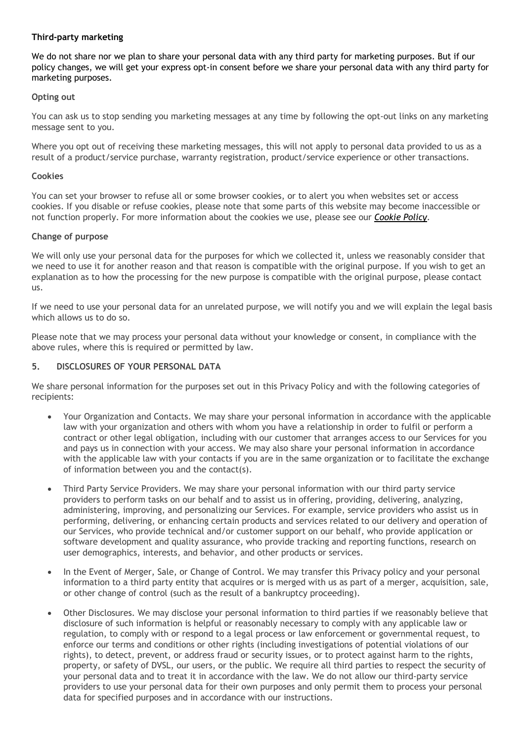**Third-party marketing**

We do not share nor we plan to share your personal data with any third party for marketing purposes. But if our policy changes, we will get your express opt-in consent before we share your personal data with any third party for marketing purposes.

**Opting out**

You can ask us to stop sending you marketing messages at any time by following the opt-out links on any marketing message sent to you.

Where you opt out of receiving these marketing messages, this will not apply to personal data provided to us as a result of a product/service purchase, warranty registration, product/service experience or other transactions.

**Cookies**

You can set your browser to refuse all or some browser cookies, or to alert you when websites set or access cookies. If you disable or refuse cookies, please note that some parts of this website may become inaccessible or not function properly. For more information about the cookies we use, please see our ***Cookie Policy***.

**Change of purpose**

We will only use your personal data for the purposes for which we collected it, unless we reasonably consider that we need to use it for another reason and that reason is compatible with the original purpose. If you wish to get an explanation as to how the processing for the new purpose is compatible with the original purpose, please contact us.

If we need to use your personal data for an unrelated purpose, we will notify you and we will explain the legal basis which allows us to do so.

Please note that we may process your personal data without your knowledge or consent, in compliance with the above rules, where this is required or permitted by law.

## 5. DISCLOSURES OF YOUR PERSONAL DATA

We share personal information for the purposes set out in this Privacy Policy and with the following categories of recipients:

- Your Organization and Contacts. We may share your personal information in accordance with the applicable law with your organization and others with whom you have a relationship in order to fulfil or perform a contract or other legal obligation, including with our customer that arranges access to our Services for you and pays us in connection with your access. We may also share your personal information in accordance with the applicable law with your contacts if you are in the same organization or to facilitate the exchange of information between you and the contact(s).
- Third Party Service Providers. We may share your personal information with our third party service providers to perform tasks on our behalf and to assist us in offering, providing, delivering, analyzing, administering, improving, and personalizing our Services. For example, service providers who assist us in performing, delivering, or enhancing certain products and services related to our delivery and operation of our Services, who provide technical and/or customer support on our behalf, who provide application or software development and quality assurance, who provide tracking and reporting functions, research on user demographics, interests, and behavior, and other products or services.
- In the Event of Merger, Sale, or Change of Control. We may transfer this Privacy policy and your personal information to a third party entity that acquires or is merged with us as part of a merger, acquisition, sale, or other change of control (such as the result of a bankruptcy proceeding).
- Other Disclosures. We may disclose your personal information to third parties if we reasonably believe that disclosure of such information is helpful or reasonably necessary to comply with any applicable law or regulation, to comply with or respond to a legal process or law enforcement or governmental request, to enforce our terms and conditions or other rights (including investigations of potential violations of our rights), to detect, prevent, or address fraud or security issues, or to protect against harm to the rights, property, or safety of DVSL, our users, or the public. We require all third parties to respect the security of your personal data and to treat it in accordance with the law. We do not allow our third-party service providers to use your personal data for their own purposes and only permit them to process your personal data for specified purposes and in accordance with our instructions.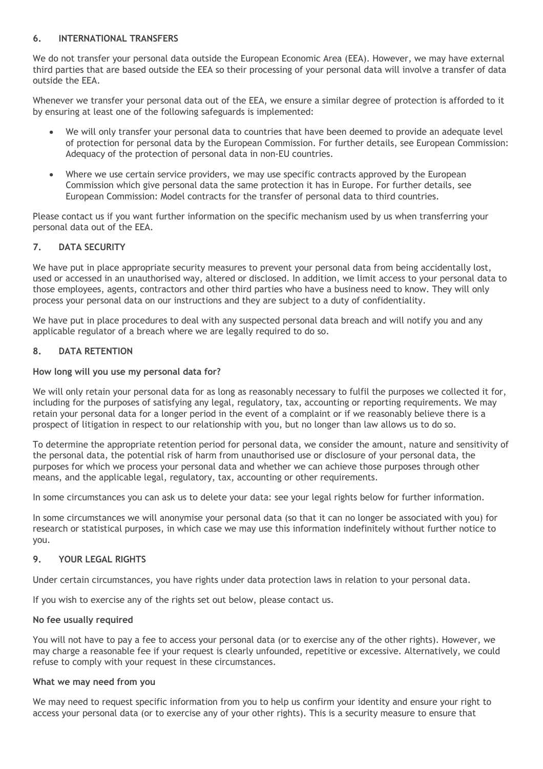## 6. INTERNATIONAL TRANSFERS

We do not transfer your personal data outside the European Economic Area (EEA). However, we may have external third parties that are based outside the EEA so their processing of your personal data will involve a transfer of data outside the EEA.

Whenever we transfer your personal data out of the EEA, we ensure a similar degree of protection is afforded to it by ensuring at least one of the following safeguards is implemented:

- We will only transfer your personal data to countries that have been deemed to provide an adequate level of protection for personal data by the European Commission. For further details, see European Commission: Adequacy of the protection of personal data in non-EU countries.
- Where we use certain service providers, we may use specific contracts approved by the European Commission which give personal data the same protection it has in Europe. For further details, see European Commission: Model contracts for the transfer of personal data to third countries.

Please contact us if you want further information on the specific mechanism used by us when transferring your personal data out of the EEA.

## 7. DATA SECURITY

We have put in place appropriate security measures to prevent your personal data from being accidentally lost, used or accessed in an unauthorised way, altered or disclosed. In addition, we limit access to your personal data to those employees, agents, contractors and other third parties who have a business need to know. They will only process your personal data on our instructions and they are subject to a duty of confidentiality.

We have put in place procedures to deal with any suspected personal data breach and will notify you and any applicable regulator of a breach where we are legally required to do so.

## 8. DATA RETENTION

**How long will you use my personal data for?**

We will only retain your personal data for as long as reasonably necessary to fulfil the purposes we collected it for, including for the purposes of satisfying any legal, regulatory, tax, accounting or reporting requirements. We may retain your personal data for a longer period in the event of a complaint or if we reasonably believe there is a prospect of litigation in respect to our relationship with you, but no longer than law allows us to do so.

To determine the appropriate retention period for personal data, we consider the amount, nature and sensitivity of the personal data, the potential risk of harm from unauthorised use or disclosure of your personal data, the purposes for which we process your personal data and whether we can achieve those purposes through other means, and the applicable legal, regulatory, tax, accounting or other requirements.

In some circumstances you can ask us to delete your data: see your legal rights below for further information.

In some circumstances we will anonymise your personal data (so that it can no longer be associated with you) for research or statistical purposes, in which case we may use this information indefinitely without further notice to you.

## 9. YOUR LEGAL RIGHTS

Under certain circumstances, you have rights under data protection laws in relation to your personal data.

If you wish to exercise any of the rights set out below, please contact us.

**No fee usually required**

You will not have to pay a fee to access your personal data (or to exercise any of the other rights). However, we may charge a reasonable fee if your request is clearly unfounded, repetitive or excessive. Alternatively, we could refuse to comply with your request in these circumstances.

**What we may need from you**

We may need to request specific information from you to help us confirm your identity and ensure your right to access your personal data (or to exercise any of your other rights). This is a security measure to ensure that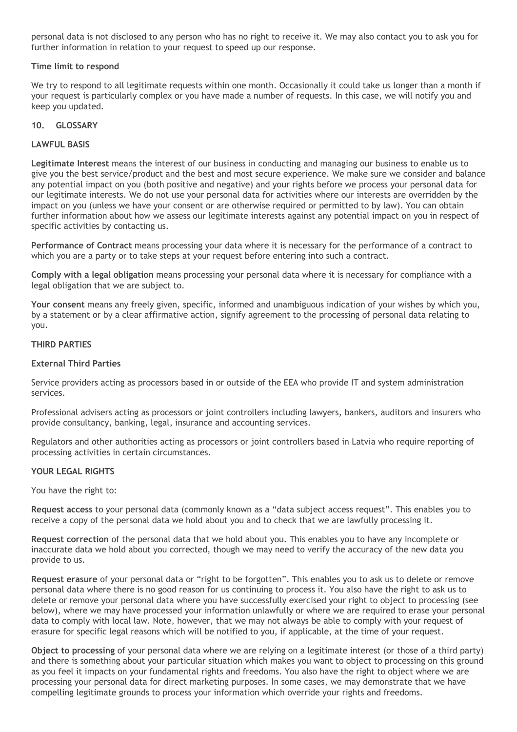personal data is not disclosed to any person who has no right to receive it. We may also contact you to ask you for further information in relation to your request to speed up our response.

**Time limit to respond**

We try to respond to all legitimate requests within one month. Occasionally it could take us longer than a month if your request is particularly complex or you have made a number of requests. In this case, we will notify you and keep you updated.

## 10. GLOSSARY

**LAWFUL BASIS**

**Legitimate Interest** means the interest of our business in conducting and managing our business to enable us to give you the best service/product and the best and most secure experience. We make sure we consider and balance any potential impact on you (both positive and negative) and your rights before we process your personal data for our legitimate interests. We do not use your personal data for activities where our interests are overridden by the impact on you (unless we have your consent or are otherwise required or permitted to by law). You can obtain further information about how we assess our legitimate interests against any potential impact on you in respect of specific activities by contacting us.

**Performance of Contract** means processing your data where it is necessary for the performance of a contract to which you are a party or to take steps at your request before entering into such a contract.

**Comply with a legal obligation** means processing your personal data where it is necessary for compliance with a legal obligation that we are subject to.

**Your consent** means any freely given, specific, informed and unambiguous indication of your wishes by which you, by a statement or by a clear affirmative action, signify agreement to the processing of personal data relating to you.

**THIRD PARTIES**

**External Third Parties**

Service providers acting as processors based in or outside of the EEA who provide IT and system administration services.

Professional advisers acting as processors or joint controllers including lawyers, bankers, auditors and insurers who provide consultancy, banking, legal, insurance and accounting services.

Regulators and other authorities acting as processors or joint controllers based in Latvia who require reporting of processing activities in certain circumstances.

**YOUR LEGAL RIGHTS**

You have the right to:

**Request access** to your personal data (commonly known as a "data subject access request". This enables you to receive a copy of the personal data we hold about you and to check that we are lawfully processing it.

**Request correction** of the personal data that we hold about you. This enables you to have any incomplete or inaccurate data we hold about you corrected, though we may need to verify the accuracy of the new data you provide to us.

**Request erasure** of your personal data or "right to be forgotten". This enables you to ask us to delete or remove personal data where there is no good reason for us continuing to process it. You also have the right to ask us to delete or remove your personal data where you have successfully exercised your right to object to processing (see below), where we may have processed your information unlawfully or where we are required to erase your personal data to comply with local law. Note, however, that we may not always be able to comply with your request of erasure for specific legal reasons which will be notified to you, if applicable, at the time of your request.

**Object to processing** of your personal data where we are relying on a legitimate interest (or those of a third party) and there is something about your particular situation which makes you want to object to processing on this ground as you feel it impacts on your fundamental rights and freedoms. You also have the right to object where we are processing your personal data for direct marketing purposes. In some cases, we may demonstrate that we have compelling legitimate grounds to process your information which override your rights and freedoms.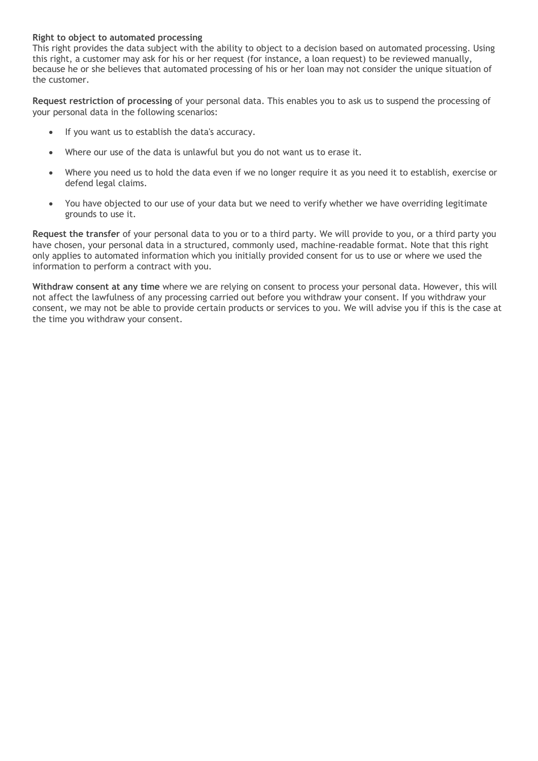**Right to object to automated processing**
This right provides the data subject with the ability to object to a decision based on automated processing. Using this right, a customer may ask for his or her request (for instance, a loan request) to be reviewed manually, because he or she believes that automated processing of his or her loan may not consider the unique situation of the customer.

**Request restriction of processing** of your personal data. This enables you to ask us to suspend the processing of your personal data in the following scenarios:

- If you want us to establish the data's accuracy.
- Where our use of the data is unlawful but you do not want us to erase it.
- Where you need us to hold the data even if we no longer require it as you need it to establish, exercise or defend legal claims.
- You have objected to our use of your data but we need to verify whether we have overriding legitimate grounds to use it.

**Request the transfer** of your personal data to you or to a third party. We will provide to you, or a third party you have chosen, your personal data in a structured, commonly used, machine-readable format. Note that this right only applies to automated information which you initially provided consent for us to use or where we used the information to perform a contract with you.

**Withdraw consent at any time** where we are relying on consent to process your personal data. However, this will not affect the lawfulness of any processing carried out before you withdraw your consent. If you withdraw your consent, we may not be able to provide certain products or services to you. We will advise you if this is the case at the time you withdraw your consent.